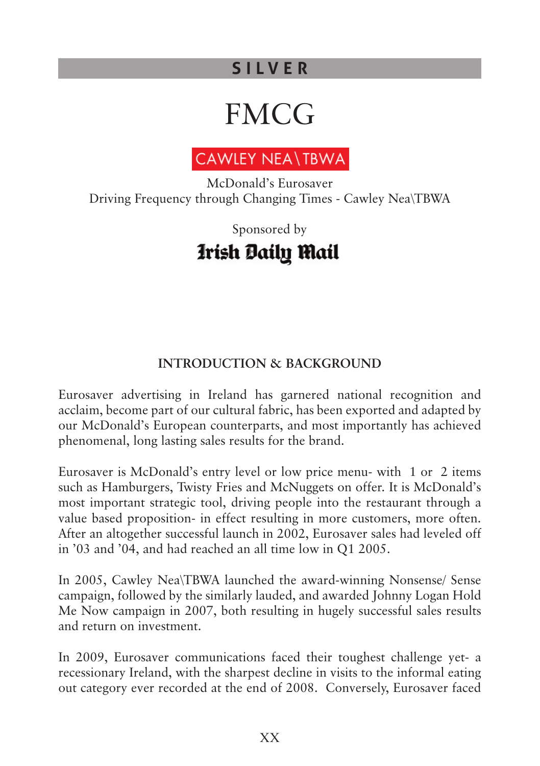## SILVER

# FMCG

CAWLEY NEA\TBWA

McDonald's Eurosaver
Driving Frequency through Changing Times - Cawley Nea\TBWA

Sponsored by
Irish Daily Mail

### INTRODUCTION & BACKGROUND

Eurosaver advertising in Ireland has garnered national recognition and acclaim, become part of our cultural fabric, has been exported and adapted by our McDonald's European counterparts, and most importantly has achieved phenomenal, long lasting sales results for the brand.

Eurosaver is McDonald's entry level or low price menu- with 1 or 2 items such as Hamburgers, Twisty Fries and McNuggets on offer. It is McDonald's most important strategic tool, driving people into the restaurant through a value based proposition- in effect resulting in more customers, more often. After an altogether successful launch in 2002, Eurosaver sales had leveled off in '03 and '04, and had reached an all time low in Q1 2005.

In 2005, Cawley Nea\TBWA launched the award-winning Nonsense/ Sense campaign, followed by the similarly lauded, and awarded Johnny Logan Hold Me Now campaign in 2007, both resulting in hugely successful sales results and return on investment.

In 2009, Eurosaver communications faced their toughest challenge yet- a recessionary Ireland, with the sharpest decline in visits to the informal eating out category ever recorded at the end of 2008. Conversely, Eurosaver faced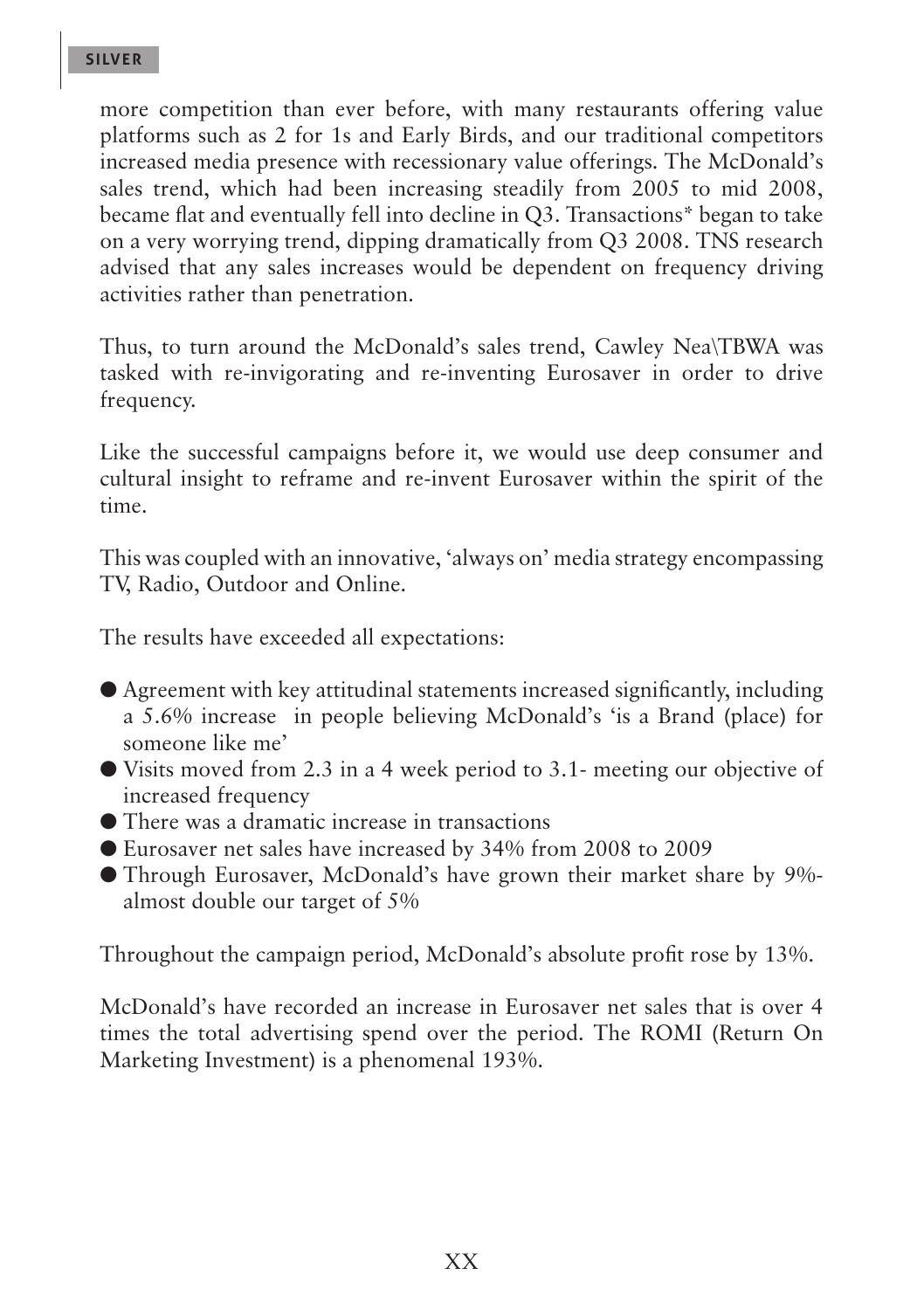more competition than ever before, with many restaurants offering value platforms such as 2 for 1s and Early Birds, and our traditional competitors increased media presence with recessionary value offerings. The McDonald's sales trend, which had been increasing steadily from 2005 to mid 2008, became flat and eventually fell into decline in Q3. Transactions* began to take on a very worrying trend, dipping dramatically from Q3 2008. TNS research advised that any sales increases would be dependent on frequency driving activities rather than penetration.

Thus, to turn around the McDonald's sales trend, Cawley Nea\TBWA was tasked with re-invigorating and re-inventing Eurosaver in order to drive frequency.

Like the successful campaigns before it, we would use deep consumer and cultural insight to reframe and re-invent Eurosaver within the spirit of the time.

This was coupled with an innovative, 'always on' media strategy encompassing TV, Radio, Outdoor and Online.

The results have exceeded all expectations:

- Agreement with key attitudinal statements increased significantly, including a 5.6% increase in people believing McDonald's 'is a Brand (place) for someone like me'
- Visits moved from 2.3 in a 4 week period to 3.1- meeting our objective of increased frequency
- There was a dramatic increase in transactions
- Eurosaver net sales have increased by 34% from 2008 to 2009
- Through Eurosaver, McDonald's have grown their market share by 9%- almost double our target of 5%

Throughout the campaign period, McDonald's absolute profit rose by 13%.

McDonald's have recorded an increase in Eurosaver net sales that is over 4 times the total advertising spend over the period. The ROMI (Return On Marketing Investment) is a phenomenal 193%.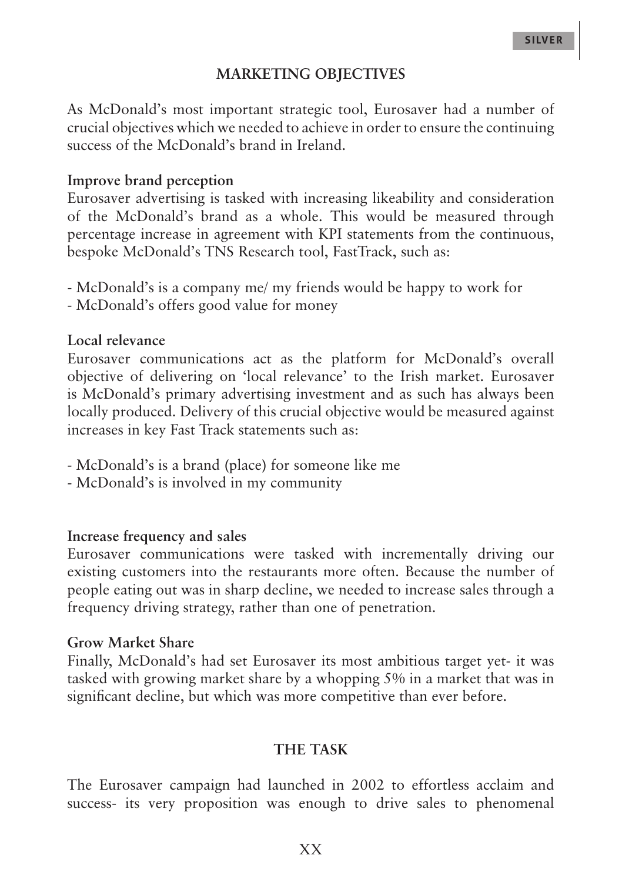## MARKETING OBJECTIVES

As McDonald's most important strategic tool, Eurosaver had a number of crucial objectives which we needed to achieve in order to ensure the continuing success of the McDonald's brand in Ireland.

**Improve brand perception**

Eurosaver advertising is tasked with increasing likeability and consideration of the McDonald's brand as a whole. This would be measured through percentage increase in agreement with KPI statements from the continuous, bespoke McDonald's TNS Research tool, FastTrack, such as:

- McDonald's is a company me/ my friends would be happy to work for
- McDonald's offers good value for money

**Local relevance**

Eurosaver communications act as the platform for McDonald's overall objective of delivering on 'local relevance' to the Irish market. Eurosaver is McDonald's primary advertising investment and as such has always been locally produced. Delivery of this crucial objective would be measured against increases in key Fast Track statements such as:

- McDonald's is a brand (place) for someone like me
- McDonald's is involved in my community

**Increase frequency and sales**

Eurosaver communications were tasked with incrementally driving our existing customers into the restaurants more often. Because the number of people eating out was in sharp decline, we needed to increase sales through a frequency driving strategy, rather than one of penetration.

**Grow Market Share**

Finally, McDonald's had set Eurosaver its most ambitious target yet- it was tasked with growing market share by a whopping 5% in a market that was in significant decline, but which was more competitive than ever before.

## THE TASK

The Eurosaver campaign had launched in 2002 to effortless acclaim and success- its very proposition was enough to drive sales to phenomenal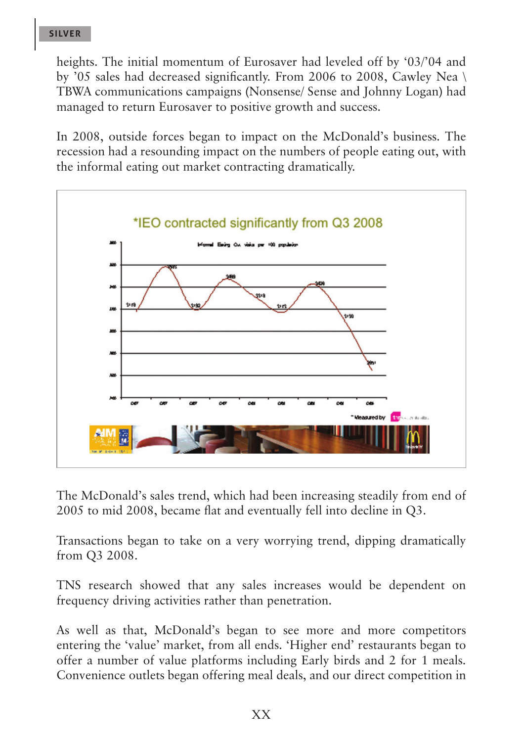heights. The initial momentum of Eurosaver had leveled off by '03/'04 and by '05 sales had decreased significantly. From 2006 to 2008, Cawley Nea \ TBWA communications campaigns (Nonsense/ Sense and Johnny Logan) had managed to return Eurosaver to positive growth and success.

In 2008, outside forces began to impact on the McDonald's business. The recession had a resounding impact on the numbers of people eating out, with the informal eating out market contracting dramatically.

*IEO contracted significantly from Q3 2008

The McDonald's sales trend, which had been increasing steadily from end of 2005 to mid 2008, became flat and eventually fell into decline in Q3.

Transactions began to take on a very worrying trend, dipping dramatically from Q3 2008.

TNS research showed that any sales increases would be dependent on frequency driving activities rather than penetration.

As well as that, McDonald's began to see more and more competitors entering the 'value' market, from all ends. 'Higher end' restaurants began to offer a number of value platforms including Early birds and 2 for 1 meals. Convenience outlets began offering meal deals, and our direct competition in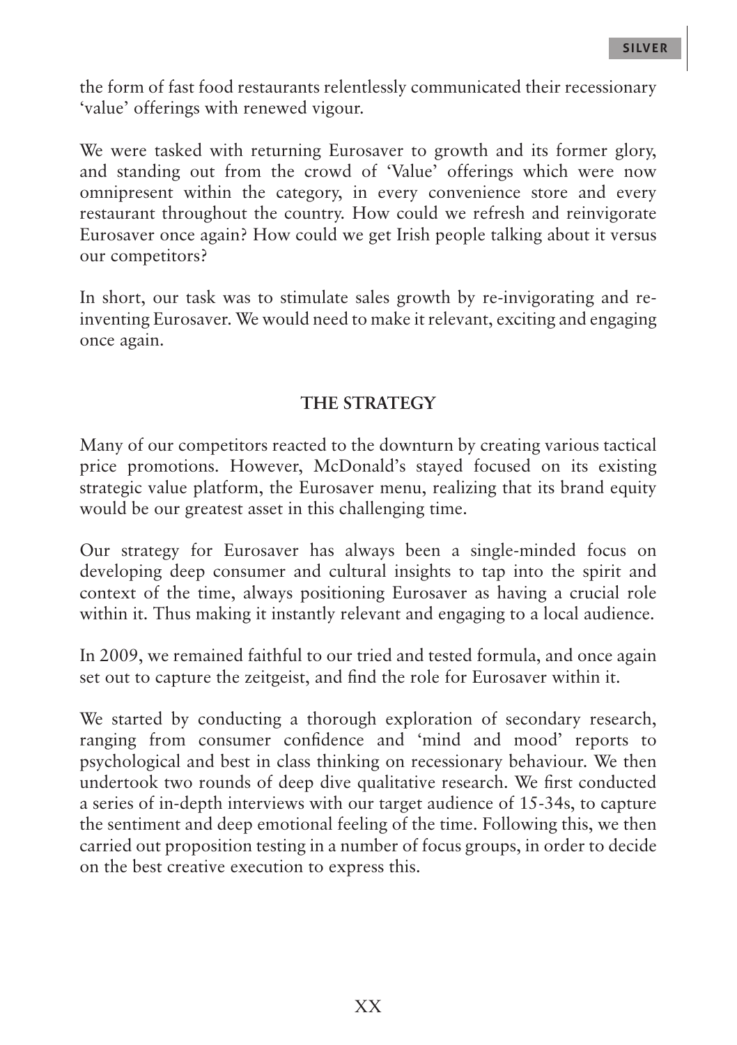the form of fast food restaurants relentlessly communicated their recessionary 'value' offerings with renewed vigour.

We were tasked with returning Eurosaver to growth and its former glory, and standing out from the crowd of 'Value' offerings which were now omnipresent within the category, in every convenience store and every restaurant throughout the country. How could we refresh and reinvigorate Eurosaver once again? How could we get Irish people talking about it versus our competitors?

In short, our task was to stimulate sales growth by re-invigorating and re-inventing Eurosaver. We would need to make it relevant, exciting and engaging once again.

## THE STRATEGY

Many of our competitors reacted to the downturn by creating various tactical price promotions. However, McDonald's stayed focused on its existing strategic value platform, the Eurosaver menu, realizing that its brand equity would be our greatest asset in this challenging time.

Our strategy for Eurosaver has always been a single-minded focus on developing deep consumer and cultural insights to tap into the spirit and context of the time, always positioning Eurosaver as having a crucial role within it. Thus making it instantly relevant and engaging to a local audience.

In 2009, we remained faithful to our tried and tested formula, and once again set out to capture the zeitgeist, and find the role for Eurosaver within it.

We started by conducting a thorough exploration of secondary research, ranging from consumer confidence and 'mind and mood' reports to psychological and best in class thinking on recessionary behaviour. We then undertook two rounds of deep dive qualitative research. We first conducted a series of in-depth interviews with our target audience of 15-34s, to capture the sentiment and deep emotional feeling of the time. Following this, we then carried out proposition testing in a number of focus groups, in order to decide on the best creative execution to express this.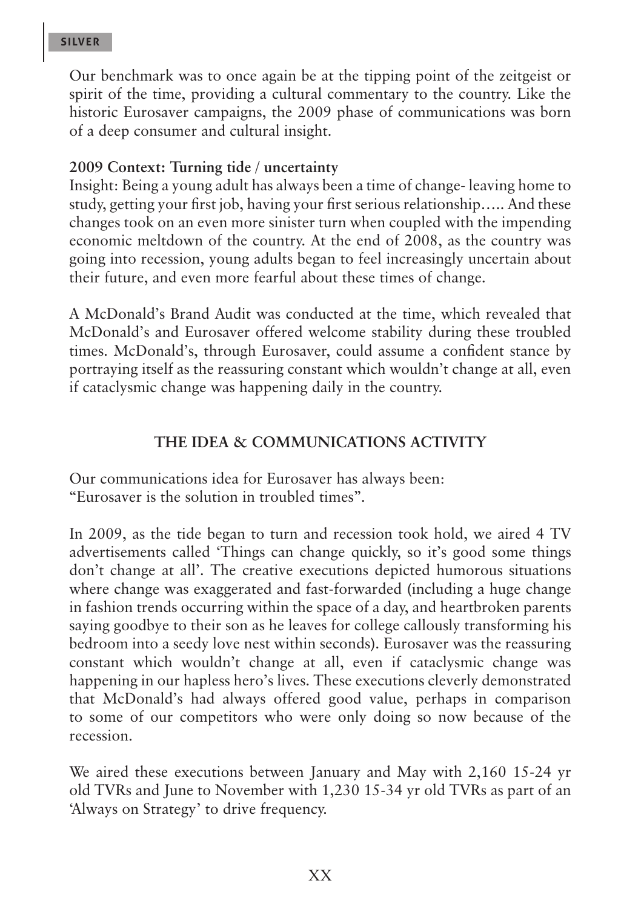Our benchmark was to once again be at the tipping point of the zeitgeist or spirit of the time, providing a cultural commentary to the country. Like the historic Eurosaver campaigns, the 2009 phase of communications was born of a deep consumer and cultural insight.

**2009 Context: Turning tide / uncertainty**

Insight: Being a young adult has always been a time of change- leaving home to study, getting your first job, having your first serious relationship….. And these changes took on an even more sinister turn when coupled with the impending economic meltdown of the country. At the end of 2008, as the country was going into recession, young adults began to feel increasingly uncertain about their future, and even more fearful about these times of change.

A McDonald's Brand Audit was conducted at the time, which revealed that McDonald's and Eurosaver offered welcome stability during these troubled times. McDonald's, through Eurosaver, could assume a confident stance by portraying itself as the reassuring constant which wouldn't change at all, even if cataclysmic change was happening daily in the country.

## THE IDEA & COMMUNICATIONS ACTIVITY

Our communications idea for Eurosaver has always been:
"Eurosaver is the solution in troubled times".

In 2009, as the tide began to turn and recession took hold, we aired 4 TV advertisements called 'Things can change quickly, so it's good some things don't change at all'. The creative executions depicted humorous situations where change was exaggerated and fast-forwarded (including a huge change in fashion trends occurring within the space of a day, and heartbroken parents saying goodbye to their son as he leaves for college callously transforming his bedroom into a seedy love nest within seconds). Eurosaver was the reassuring constant which wouldn't change at all, even if cataclysmic change was happening in our hapless hero's lives. These executions cleverly demonstrated that McDonald's had always offered good value, perhaps in comparison to some of our competitors who were only doing so now because of the recession.

We aired these executions between January and May with 2,160 15-24 yr old TVRs and June to November with 1,230 15-34 yr old TVRs as part of an 'Always on Strategy' to drive frequency.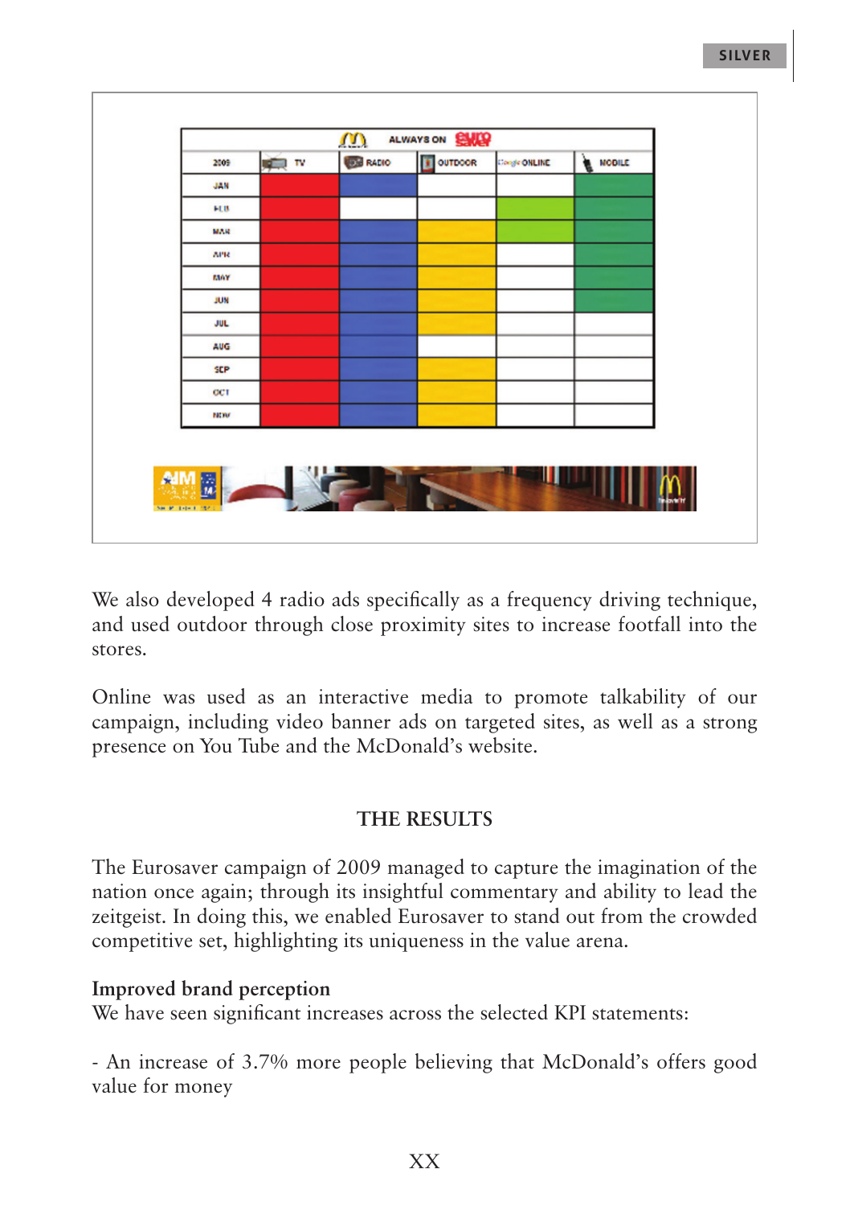We also developed 4 radio ads specifically as a frequency driving technique, and used outdoor through close proximity sites to increase footfall into the stores.

Online was used as an interactive media to promote talkability of our campaign, including video banner ads on targeted sites, as well as a strong presence on You Tube and the McDonald's website.

## THE RESULTS

The Eurosaver campaign of 2009 managed to capture the imagination of the nation once again; through its insightful commentary and ability to lead the zeitgeist. In doing this, we enabled Eurosaver to stand out from the crowded competitive set, highlighting its uniqueness in the value arena.

**Improved brand perception**

We have seen significant increases across the selected KPI statements:

- An increase of 3.7% more people believing that McDonald's offers good value for money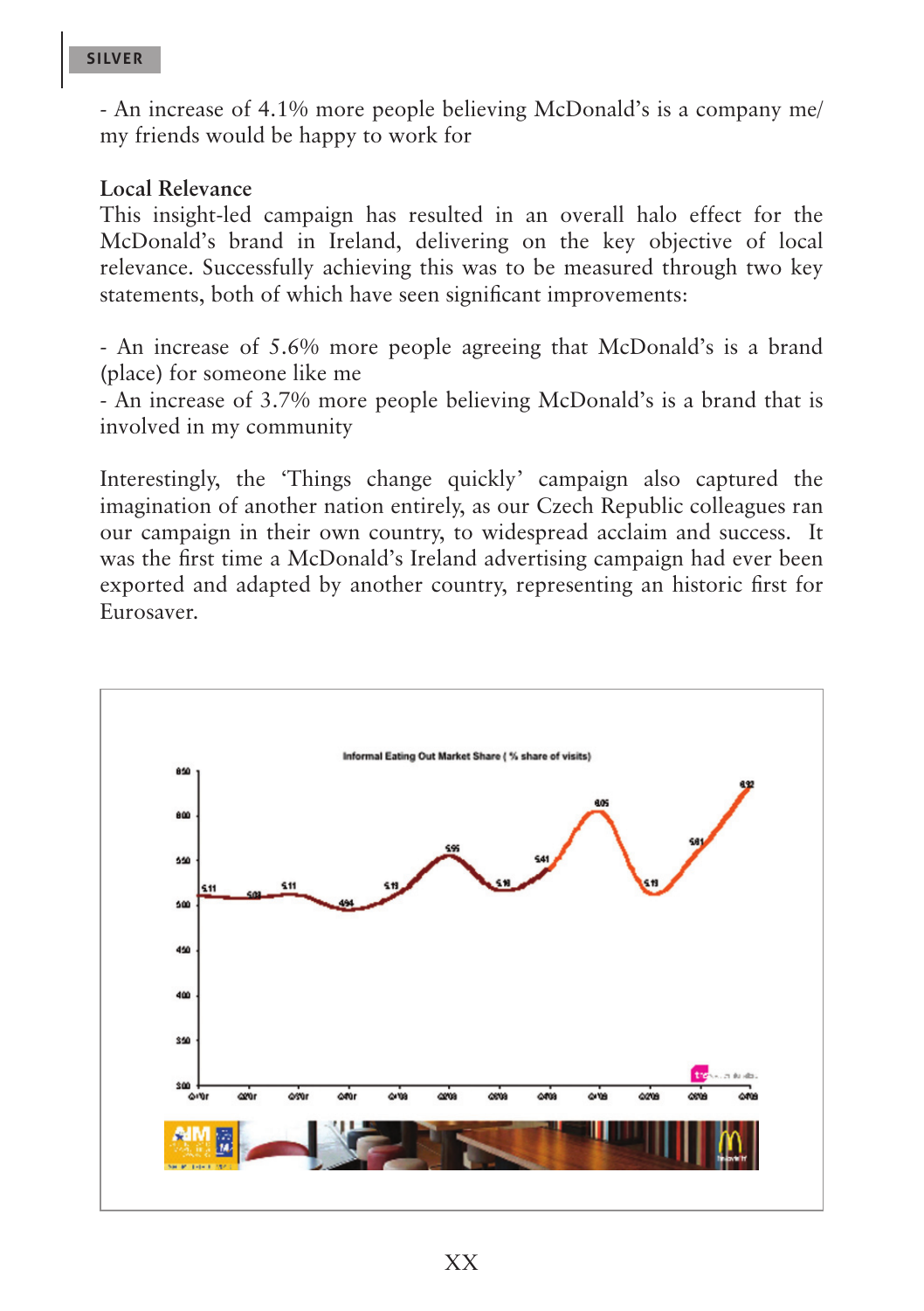- An increase of 4.1% more people believing McDonald's is a company me/ my friends would be happy to work for

**Local Relevance**

This insight-led campaign has resulted in an overall halo effect for the McDonald's brand in Ireland, delivering on the key objective of local relevance. Successfully achieving this was to be measured through two key statements, both of which have seen significant improvements:

- An increase of 5.6% more people agreeing that McDonald's is a brand (place) for someone like me
- An increase of 3.7% more people believing McDonald's is a brand that is involved in my community

Interestingly, the 'Things change quickly' campaign also captured the imagination of another nation entirely, as our Czech Republic colleagues ran our campaign in their own country, to widespread acclaim and success. It was the first time a McDonald's Ireland advertising campaign had ever been exported and adapted by another country, representing an historic first for Eurosaver.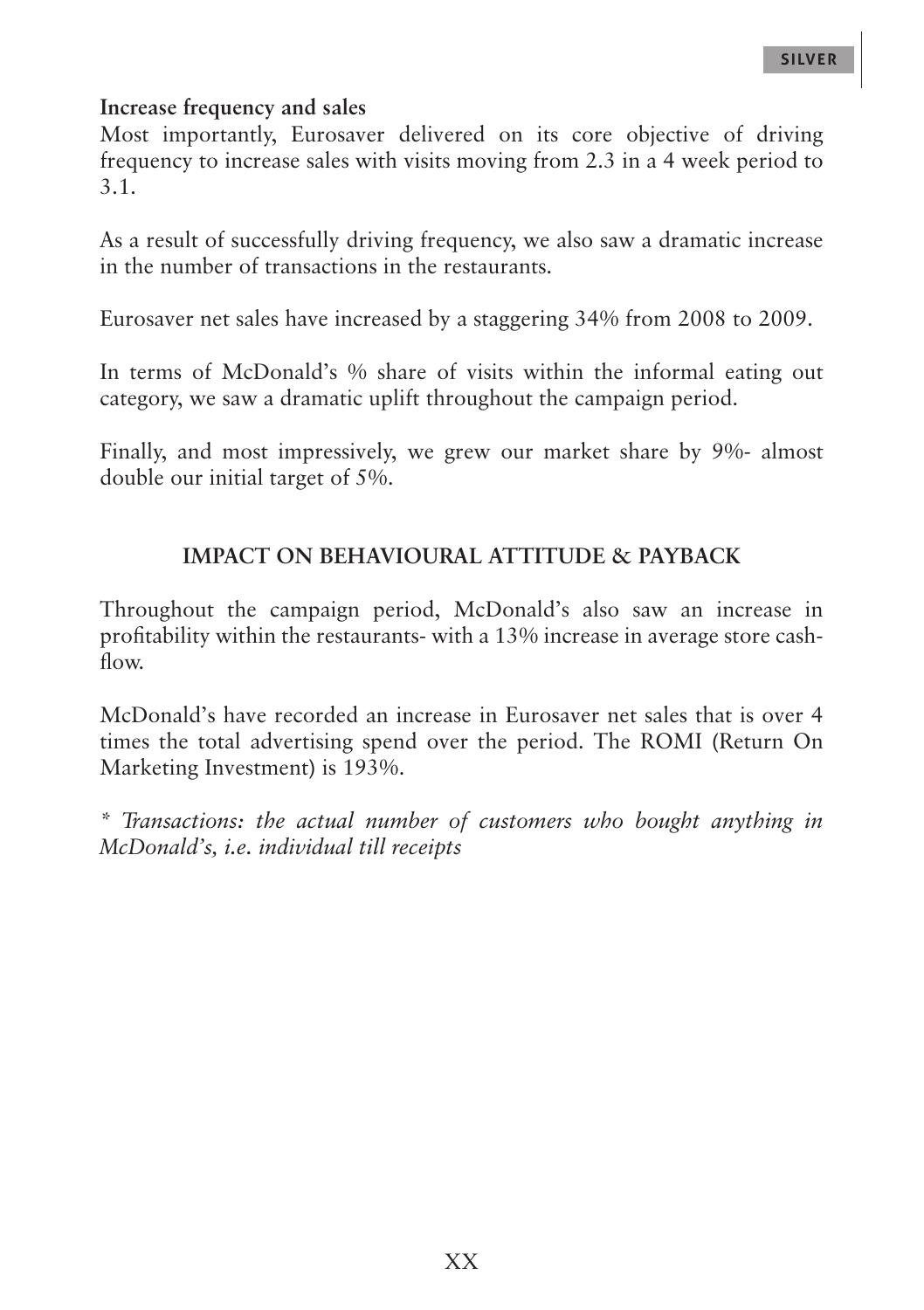**Increase frequency and sales**

Most importantly, Eurosaver delivered on its core objective of driving frequency to increase sales with visits moving from 2.3 in a 4 week period to 3.1.

As a result of successfully driving frequency, we also saw a dramatic increase in the number of transactions in the restaurants.

Eurosaver net sales have increased by a staggering 34% from 2008 to 2009.

In terms of McDonald's % share of visits within the informal eating out category, we saw a dramatic uplift throughout the campaign period.

Finally, and most impressively, we grew our market share by 9%- almost double our initial target of 5%.

## IMPACT ON BEHAVIOURAL ATTITUDE & PAYBACK

Throughout the campaign period, McDonald's also saw an increase in profitability within the restaurants- with a 13% increase in average store cash-flow.

McDonald's have recorded an increase in Eurosaver net sales that is over 4 times the total advertising spend over the period. The ROMI (Return On Marketing Investment) is 193%.

*\* Transactions: the actual number of customers who bought anything in McDonald's, i.e. individual till receipts*